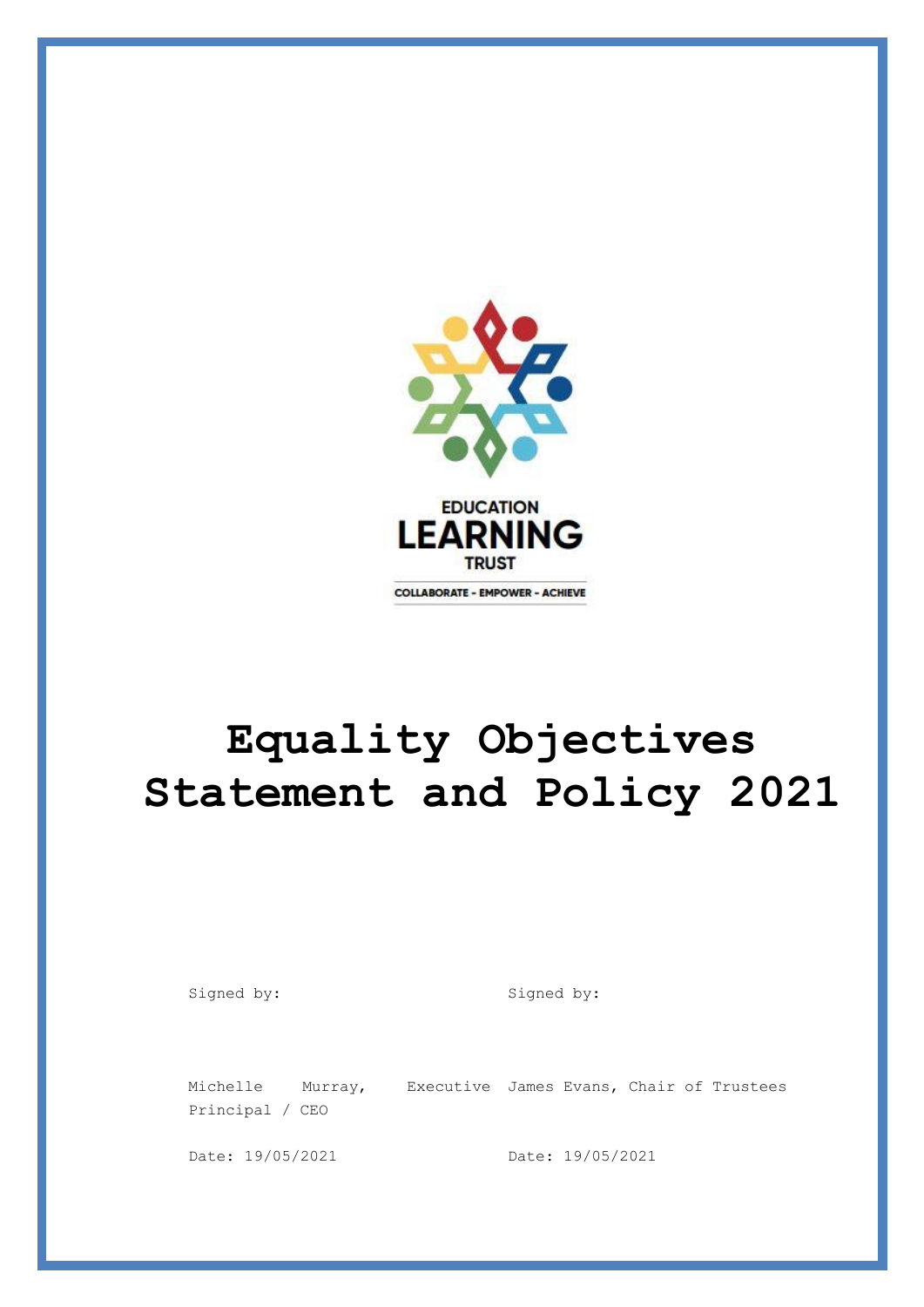EDUCATION
LEARNING
TRUST

COLLABORATE - EMPOWER - ACHIEVE

# Equality Objectives Statement and Policy 2021

| Signed by: | Signed by: |
| --- | --- |
| Michelle Murray, Executive Principal / CEO | James Evans, Chair of Trustees |
| Date: 19/05/2021 | Date: 19/05/2021 |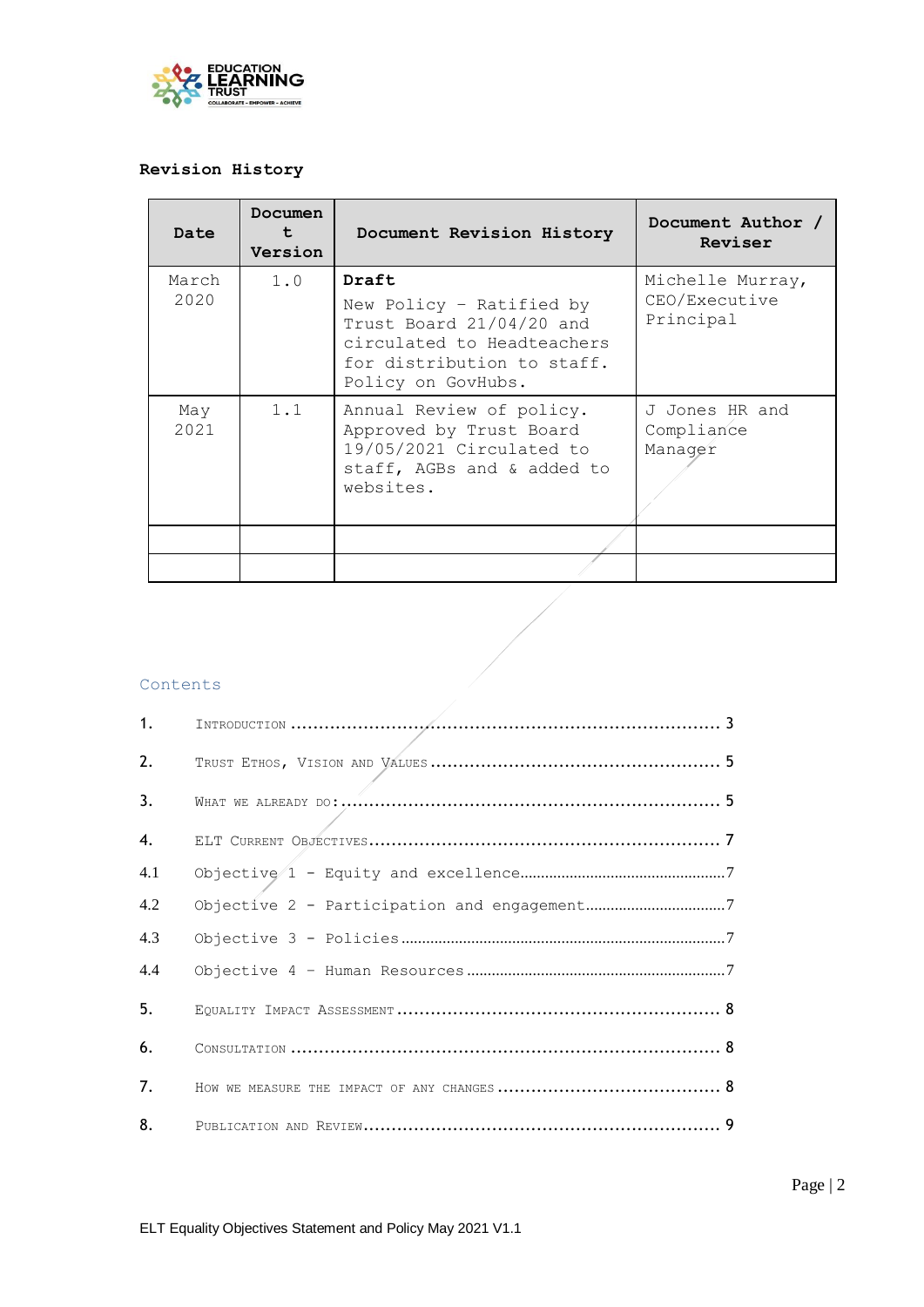**Revision History**

| Date | Document Version | Document Revision History | Document Author / Reviser |
|---|---|---|---|
| March 2020 | 1.0 | **Draft** New Policy – Ratified by Trust Board 21/04/20 and circulated to Headteachers for distribution to staff. Policy on GovHubs. | Michelle Murray, CEO/Executive Principal |
| May 2021 | 1.1 | Annual Review of policy. Approved by Trust Board 19/05/2021 Circulated to staff, AGBs and & added to websites. | J Jones HR and Compliance Manager |
| | | | |
| | | | |

## Contents

1. Introduction .......... 3
2. Trust Ethos, Vision and Values .......... 5
3. What we already do: .......... 5
4. ELT Current Objectives .......... 7
   - 4.1 Objective 1 - Equity and excellence .......... 7
   - 4.2 Objective 2 - Participation and engagement .......... 7
   - 4.3 Objective 3 - Policies .......... 7
   - 4.4 Objective 4 – Human Resources .......... 7
5. Equality Impact Assessment .......... 8
6. Consultation .......... 8
7. How we measure the impact of any changes .......... 8
8. Publication and Review .......... 9

ELT Equality Objectives Statement and Policy May 2021 V1.1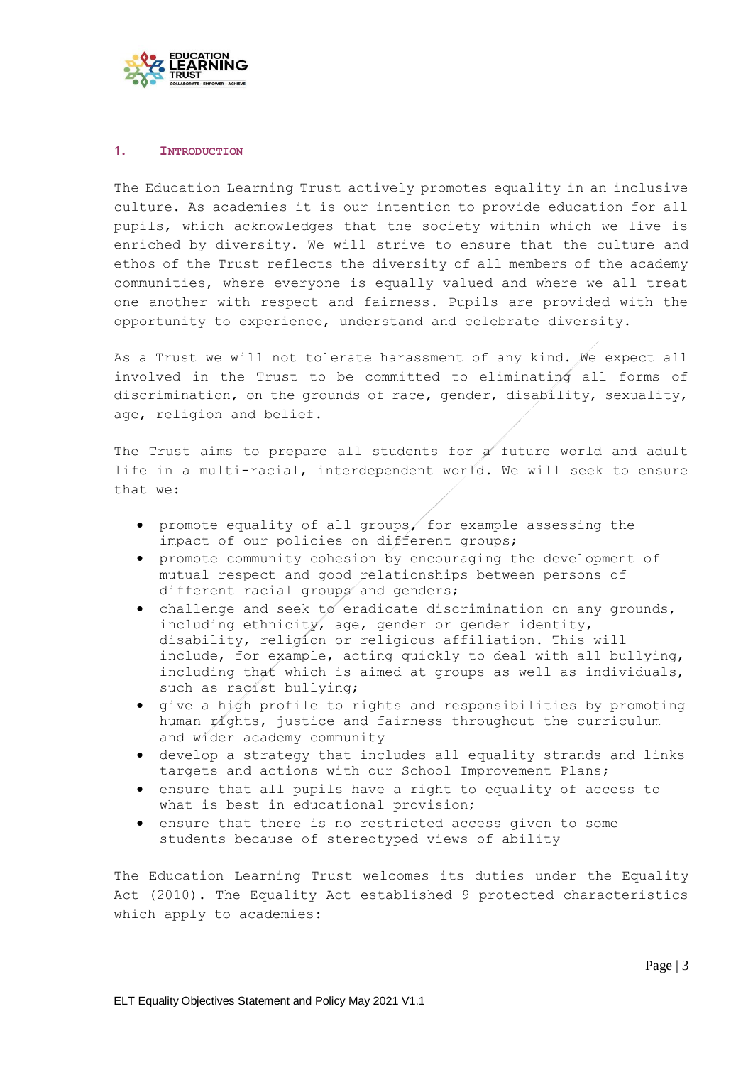## 1. Introduction

The Education Learning Trust actively promotes equality in an inclusive culture. As academies it is our intention to provide education for all pupils, which acknowledges that the society within which we live is enriched by diversity. We will strive to ensure that the culture and ethos of the Trust reflects the diversity of all members of the academy communities, where everyone is equally valued and where we all treat one another with respect and fairness. Pupils are provided with the opportunity to experience, understand and celebrate diversity.

As a Trust we will not tolerate harassment of any kind. We expect all involved in the Trust to be committed to eliminating all forms of discrimination, on the grounds of race, gender, disability, sexuality, age, religion and belief.

The Trust aims to prepare all students for a future world and adult life in a multi-racial, interdependent world. We will seek to ensure that we:

- promote equality of all groups, for example assessing the impact of our policies on different groups;
- promote community cohesion by encouraging the development of mutual respect and good relationships between persons of different racial groups and genders;
- challenge and seek to eradicate discrimination on any grounds, including ethnicity, age, gender or gender identity, disability, religion or religious affiliation. This will include, for example, acting quickly to deal with all bullying, including that which is aimed at groups as well as individuals, such as racist bullying;
- give a high profile to rights and responsibilities by promoting human rights, justice and fairness throughout the curriculum and wider academy community
- develop a strategy that includes all equality strands and links targets and actions with our School Improvement Plans;
- ensure that all pupils have a right to equality of access to what is best in educational provision;
- ensure that there is no restricted access given to some students because of stereotyped views of ability

The Education Learning Trust welcomes its duties under the Equality Act (2010). The Equality Act established 9 protected characteristics which apply to academies: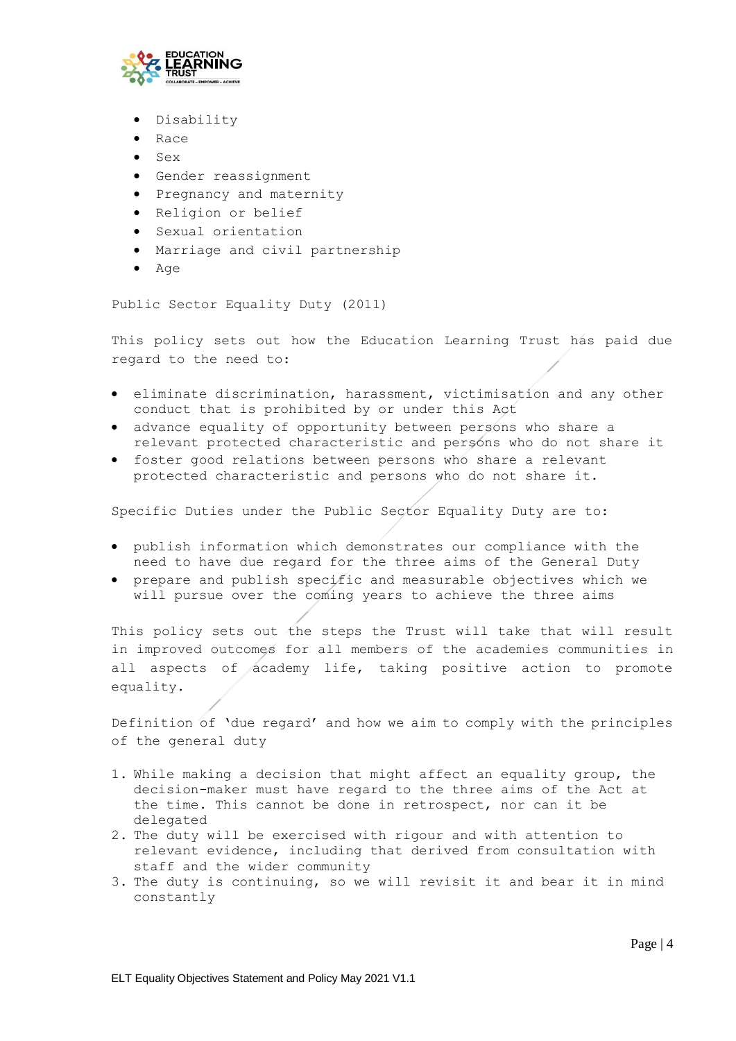- Disability
- Race
- Sex
- Gender reassignment
- Pregnancy and maternity
- Religion or belief
- Sexual orientation
- Marriage and civil partnership
- Age

Public Sector Equality Duty (2011)

This policy sets out how the Education Learning Trust has paid due regard to the need to:

- eliminate discrimination, harassment, victimisation and any other conduct that is prohibited by or under this Act
- advance equality of opportunity between persons who share a relevant protected characteristic and persons who do not share it
- foster good relations between persons who share a relevant protected characteristic and persons who do not share it.

Specific Duties under the Public Sector Equality Duty are to:

- publish information which demonstrates our compliance with the need to have due regard for the three aims of the General Duty
- prepare and publish specific and measurable objectives which we will pursue over the coming years to achieve the three aims

This policy sets out the steps the Trust will take that will result in improved outcomes for all members of the academies communities in all aspects of academy life, taking positive action to promote equality.

Definition of 'due regard' and how we aim to comply with the principles of the general duty

1. While making a decision that might affect an equality group, the decision-maker must have regard to the three aims of the Act at the time. This cannot be done in retrospect, nor can it be delegated
2. The duty will be exercised with rigour and with attention to relevant evidence, including that derived from consultation with staff and the wider community
3. The duty is continuing, so we will revisit it and bear it in mind constantly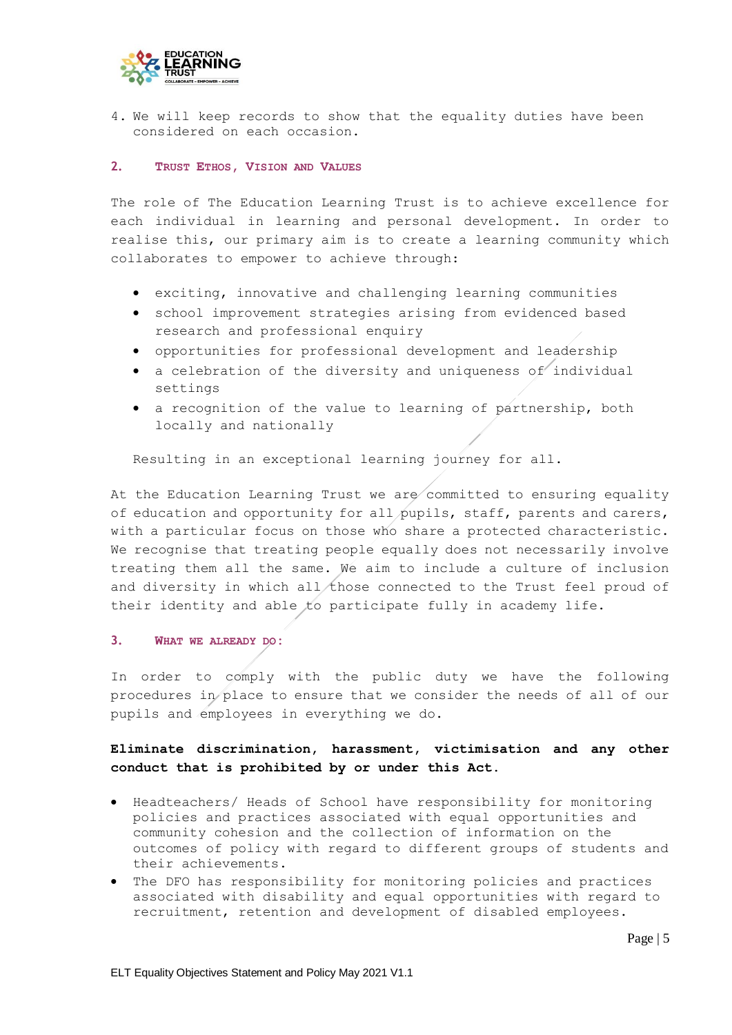4. We will keep records to show that the equality duties have been considered on each occasion.

## 2. Trust Ethos, Vision and Values

The role of The Education Learning Trust is to achieve excellence for each individual in learning and personal development. In order to realise this, our primary aim is to create a learning community which collaborates to empower to achieve through:

- exciting, innovative and challenging learning communities
- school improvement strategies arising from evidenced based research and professional enquiry
- opportunities for professional development and leadership
- a celebration of the diversity and uniqueness of individual settings
- a recognition of the value to learning of partnership, both locally and nationally

Resulting in an exceptional learning journey for all.

At the Education Learning Trust we are committed to ensuring equality of education and opportunity for all pupils, staff, parents and carers, with a particular focus on those who share a protected characteristic. We recognise that treating people equally does not necessarily involve treating them all the same. We aim to include a culture of inclusion and diversity in which all those connected to the Trust feel proud of their identity and able to participate fully in academy life.

## 3. What we already do:

In order to comply with the public duty we have the following procedures in place to ensure that we consider the needs of all of our pupils and employees in everything we do.

**Eliminate discrimination, harassment, victimisation and any other conduct that is prohibited by or under this Act.**

- Headteachers/ Heads of School have responsibility for monitoring policies and practices associated with equal opportunities and community cohesion and the collection of information on the outcomes of policy with regard to different groups of students and their achievements.
- The DFO has responsibility for monitoring policies and practices associated with disability and equal opportunities with regard to recruitment, retention and development of disabled employees.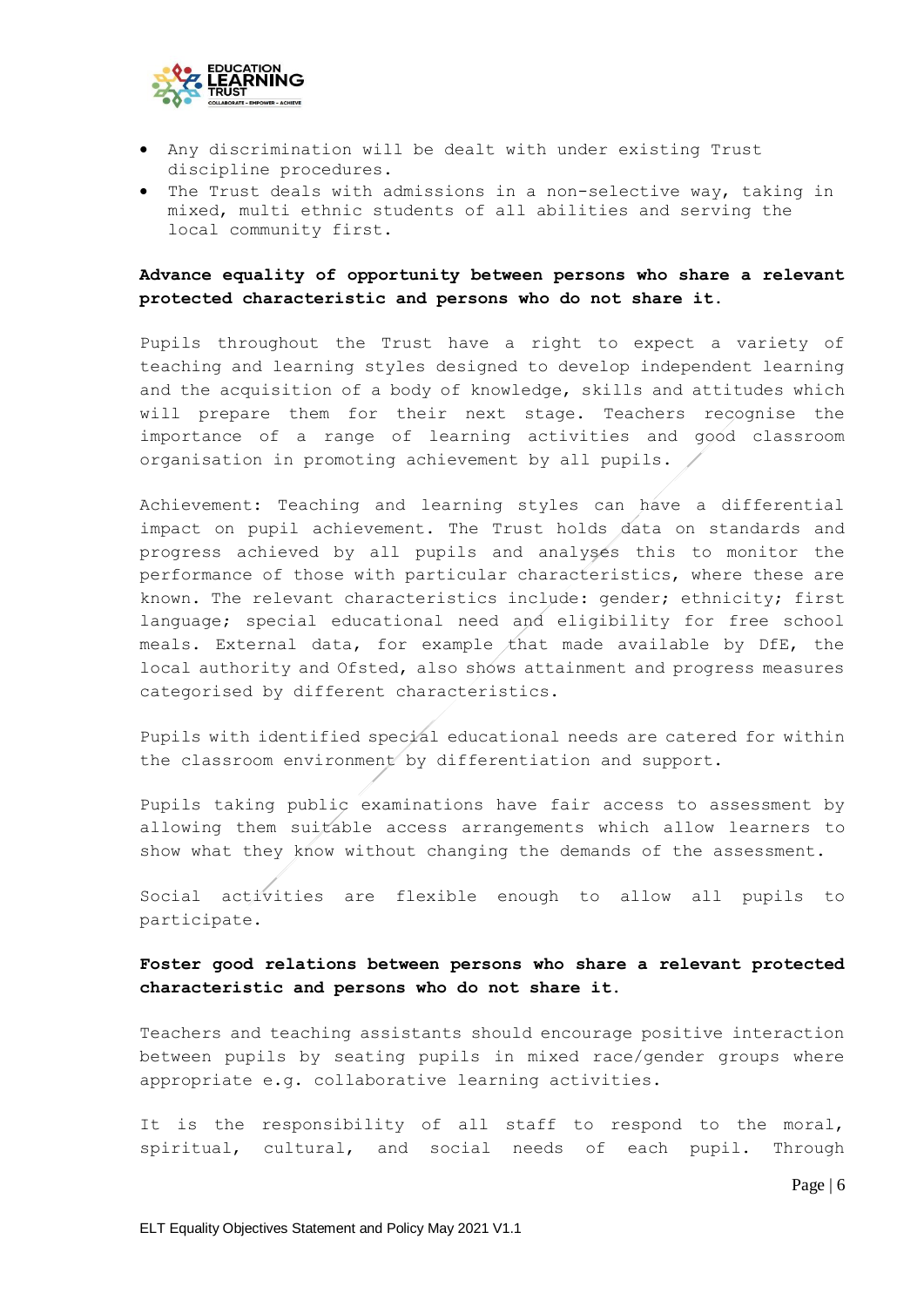- Any discrimination will be dealt with under existing Trust discipline procedures.
- The Trust deals with admissions in a non-selective way, taking in mixed, multi ethnic students of all abilities and serving the local community first.

**Advance equality of opportunity between persons who share a relevant protected characteristic and persons who do not share it.**

Pupils throughout the Trust have a right to expect a variety of teaching and learning styles designed to develop independent learning and the acquisition of a body of knowledge, skills and attitudes which will prepare them for their next stage. Teachers recognise the importance of a range of learning activities and good classroom organisation in promoting achievement by all pupils.

Achievement: Teaching and learning styles can have a differential impact on pupil achievement. The Trust holds data on standards and progress achieved by all pupils and analyses this to monitor the performance of those with particular characteristics, where these are known. The relevant characteristics include: gender; ethnicity; first language; special educational need and eligibility for free school meals. External data, for example that made available by DfE, the local authority and Ofsted, also shows attainment and progress measures categorised by different characteristics.

Pupils with identified special educational needs are catered for within the classroom environment by differentiation and support.

Pupils taking public examinations have fair access to assessment by allowing them suitable access arrangements which allow learners to show what they know without changing the demands of the assessment.

Social activities are flexible enough to allow all pupils to participate.

**Foster good relations between persons who share a relevant protected characteristic and persons who do not share it.**

Teachers and teaching assistants should encourage positive interaction between pupils by seating pupils in mixed race/gender groups where appropriate e.g. collaborative learning activities.

It is the responsibility of all staff to respond to the moral, spiritual, cultural, and social needs of each pupil. Through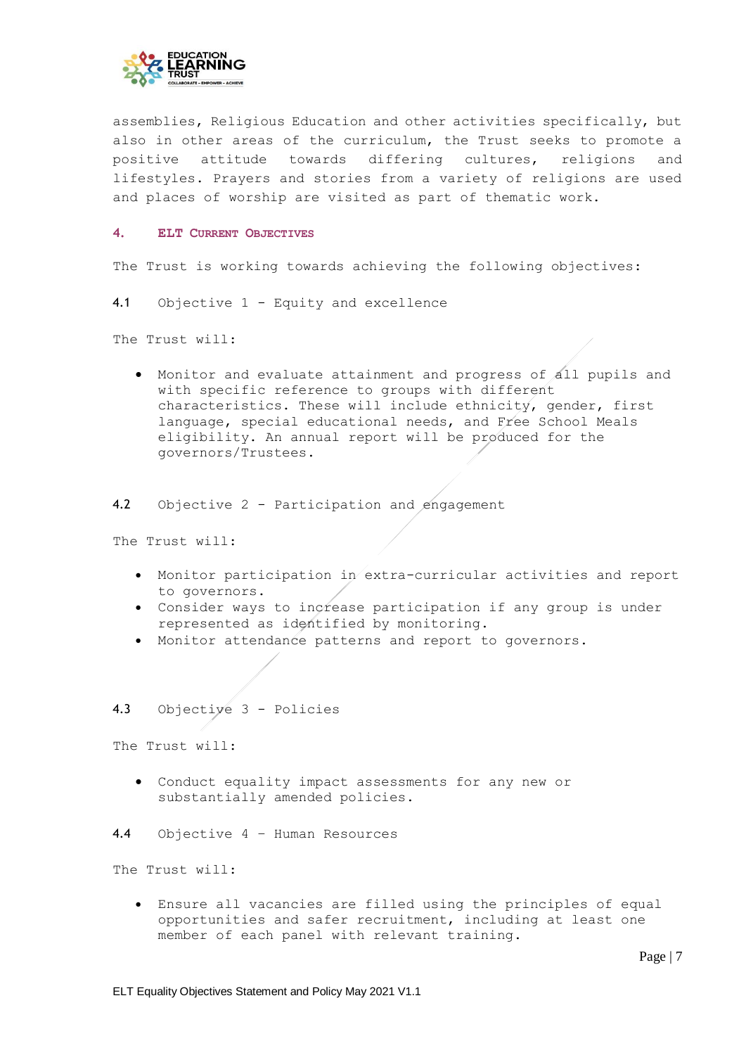assemblies, Religious Education and other activities specifically, but also in other areas of the curriculum, the Trust seeks to promote a positive attitude towards differing cultures, religions and lifestyles. Prayers and stories from a variety of religions are used and places of worship are visited as part of thematic work.

## 4. ELT Current Objectives

The Trust is working towards achieving the following objectives:

### 4.1 Objective 1 - Equity and excellence

The Trust will:

- Monitor and evaluate attainment and progress of all pupils and with specific reference to groups with different characteristics. These will include ethnicity, gender, first language, special educational needs, and Free School Meals eligibility. An annual report will be produced for the governors/Trustees.

### 4.2 Objective 2 - Participation and engagement

The Trust will:

- Monitor participation in extra-curricular activities and report to governors.
- Consider ways to increase participation if any group is under represented as identified by monitoring.
- Monitor attendance patterns and report to governors.

### 4.3 Objective 3 - Policies

The Trust will:

- Conduct equality impact assessments for any new or substantially amended policies.

### 4.4 Objective 4 – Human Resources

The Trust will:

- Ensure all vacancies are filled using the principles of equal opportunities and safer recruitment, including at least one member of each panel with relevant training.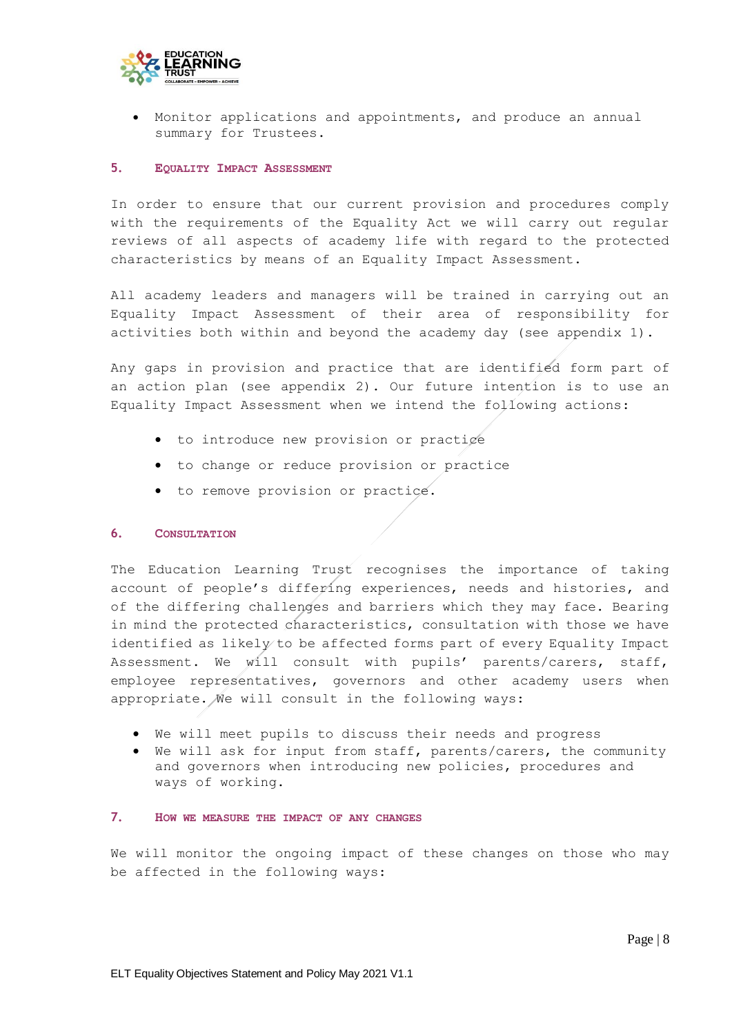- Monitor applications and appointments, and produce an annual summary for Trustees.

## 5. Equality Impact Assessment

In order to ensure that our current provision and procedures comply with the requirements of the Equality Act we will carry out regular reviews of all aspects of academy life with regard to the protected characteristics by means of an Equality Impact Assessment.

All academy leaders and managers will be trained in carrying out an Equality Impact Assessment of their area of responsibility for activities both within and beyond the academy day (see appendix 1).

Any gaps in provision and practice that are identified form part of an action plan (see appendix 2). Our future intention is to use an Equality Impact Assessment when we intend the following actions:

- to introduce new provision or practice
- to change or reduce provision or practice
- to remove provision or practice.

## 6. Consultation

The Education Learning Trust recognises the importance of taking account of people's differing experiences, needs and histories, and of the differing challenges and barriers which they may face. Bearing in mind the protected characteristics, consultation with those we have identified as likely to be affected forms part of every Equality Impact Assessment. We will consult with pupils' parents/carers, staff, employee representatives, governors and other academy users when appropriate. We will consult in the following ways:

- We will meet pupils to discuss their needs and progress
- We will ask for input from staff, parents/carers, the community and governors when introducing new policies, procedures and ways of working.

## 7. How we measure the impact of any changes

We will monitor the ongoing impact of these changes on those who may be affected in the following ways: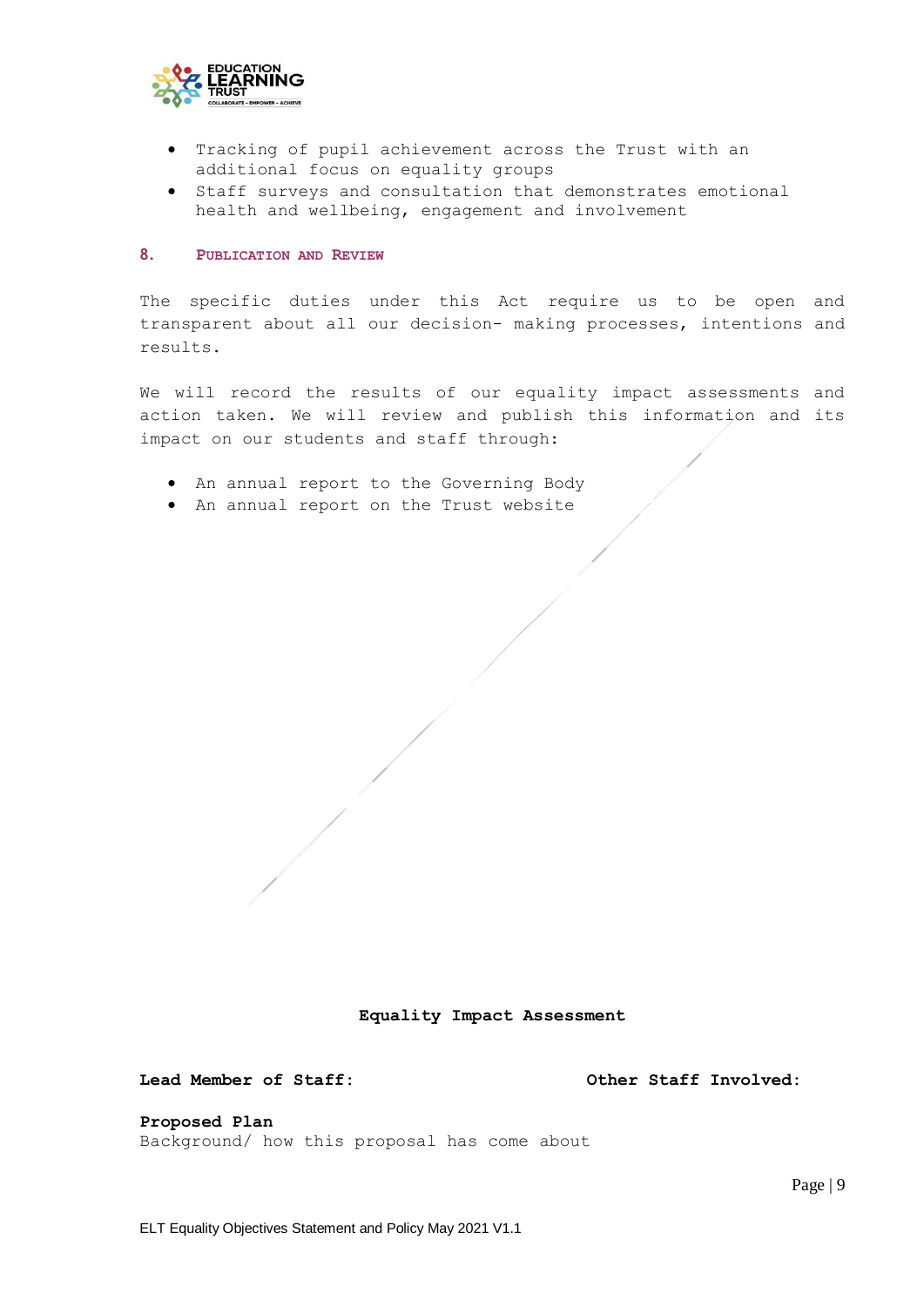- Tracking of pupil achievement across the Trust with an additional focus on equality groups
- Staff surveys and consultation that demonstrates emotional health and wellbeing, engagement and involvement

## 8. Publication and Review

The specific duties under this Act require us to be open and transparent about all our decision- making processes, intentions and results.

We will record the results of our equality impact assessments and action taken. We will review and publish this information and its impact on our students and staff through:

- An annual report to the Governing Body
- An annual report on the Trust website

**Equality Impact Assessment**

**Lead Member of Staff:** **Other Staff Involved:**

**Proposed Plan**
Background/ how this proposal has come about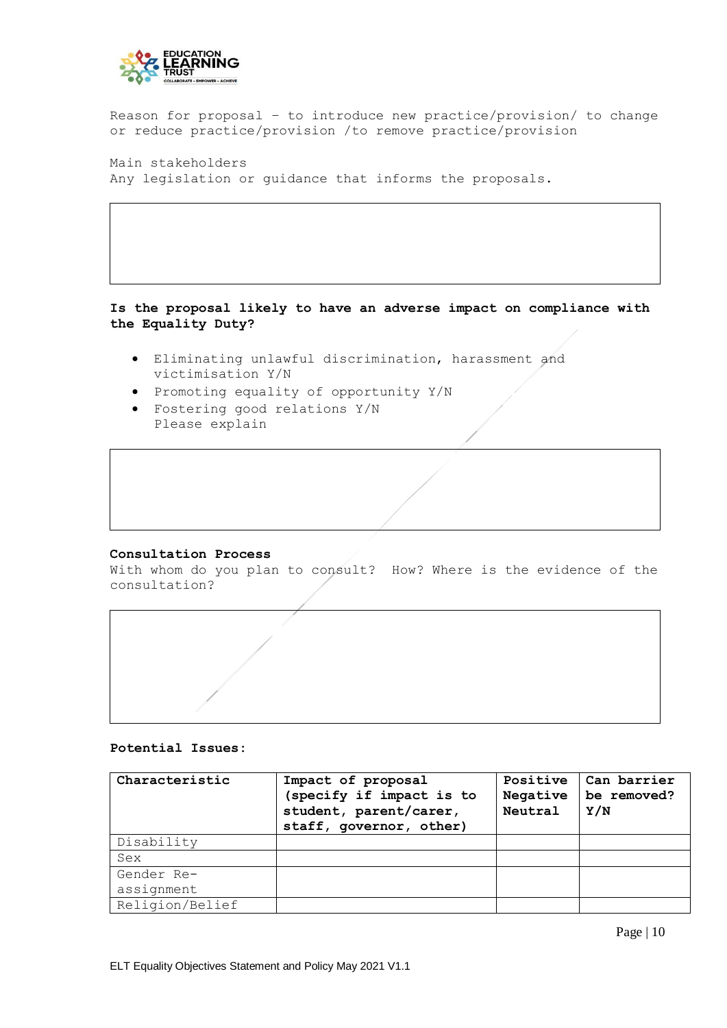Reason for proposal – to introduce new practice/provision/ to change or reduce practice/provision /to remove practice/provision

Main stakeholders
Any legislation or guidance that informs the proposals.

| |
|---|
| |

**Is the proposal likely to have an adverse impact on compliance with the Equality Duty?**

- Eliminating unlawful discrimination, harassment and victimisation Y/N
- Promoting equality of opportunity Y/N
- Fostering good relations Y/N
  Please explain

| |
|---|
| |

**Consultation Process**
With whom do you plan to consult? How? Where is the evidence of the consultation?

| |
|---|
| |

**Potential Issues:**

| Characteristic | Impact of proposal (specify if impact is to student, parent/carer, staff, governor, other) | Positive Negative Neutral | Can barrier be removed? Y/N |
|---|---|---|---|
| Disability | | | |
| Sex | | | |
| Gender Re-assignment | | | |
| Religion/Belief | | | |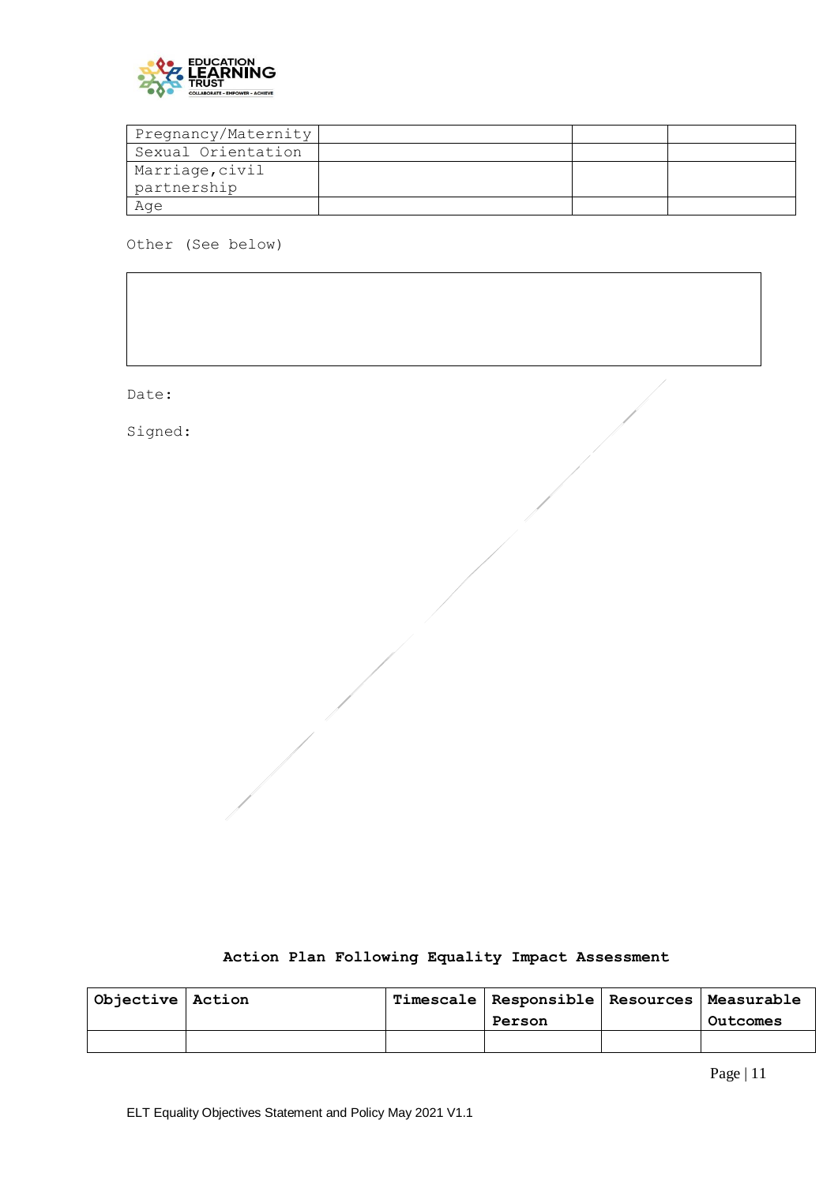| Pregnancy/Maternity | | | |
|---|---|---|---|
| Sexual Orientation | | | |
| Marriage, civil partnership | | | |
| Age | | | |

Other (See below)

| |
|---|
| |

Date:

Signed:

**Action Plan Following Equality Impact Assessment**

| Objective | Action | Timescale | Responsible Person | Resources | Measurable Outcomes |
|---|---|---|---|---|---|
| | | | | | |